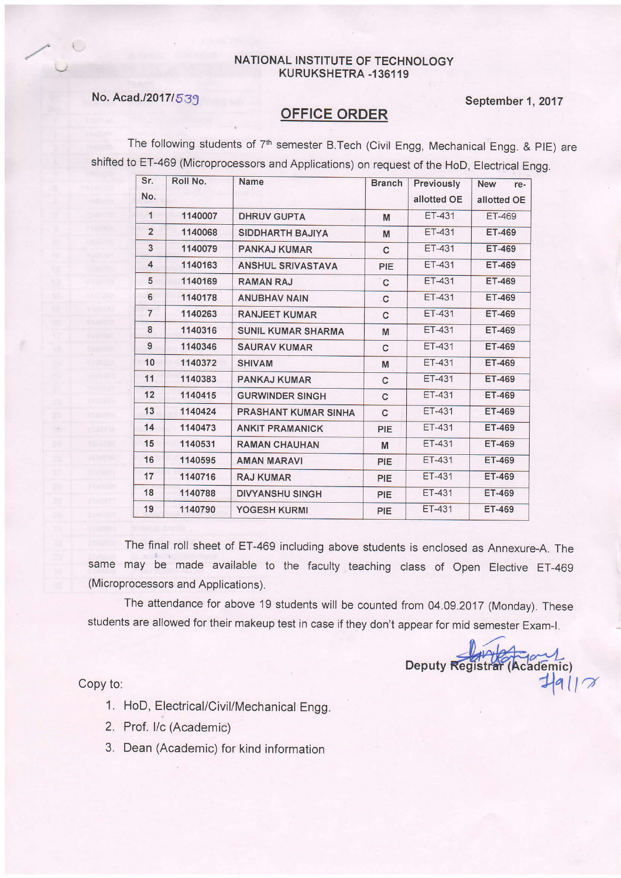NATIONAL INSTITUTE OF TECHNOLOGY
KURUKSHETRA -136119

No. Acad./2017/539

September 1, 2017

## OFFICE ORDER

The following students of 7th semester B.Tech (Civil Engg, Mechanical Engg. & PIE) are shifted to ET-469 (Microprocessors and Applications) on request of the HoD, Electrical Engg.

| Sr. No. | Roll No. | Name | Branch | Previously allotted OE | New re-allotted OE |
|---|---|---|---|---|---|
| 1 | 1140007 | DHRUV GUPTA | M | ET-431 | ET-469 |
| 2 | 1140068 | SIDDHARTH BAJIYA | M | ET-431 | ET-469 |
| 3 | 1140079 | PANKAJ KUMAR | C | ET-431 | ET-469 |
| 4 | 1140163 | ANSHUL SRIVASTAVA | PIE | ET-431 | ET-469 |
| 5 | 1140169 | RAMAN RAJ | C | ET-431 | ET-469 |
| 6 | 1140178 | ANUBHAV NAIN | C | ET-431 | ET-469 |
| 7 | 1140263 | RANJEET KUMAR | C | ET-431 | ET-469 |
| 8 | 1140316 | SUNIL KUMAR SHARMA | M | ET-431 | ET-469 |
| 9 | 1140346 | SAURAV KUMAR | C | ET-431 | ET-469 |
| 10 | 1140372 | SHIVAM | M | ET-431 | ET-469 |
| 11 | 1140383 | PANKAJ KUMAR | C | ET-431 | ET-469 |
| 12 | 1140415 | GURWINDER SINGH | C | ET-431 | ET-469 |
| 13 | 1140424 | PRASHANT KUMAR SINHA | C | ET-431 | ET-469 |
| 14 | 1140473 | ANKIT PRAMANICK | PIE | ET-431 | ET-469 |
| 15 | 1140531 | RAMAN CHAUHAN | M | ET-431 | ET-469 |
| 16 | 1140595 | AMAN MARAVI | PIE | ET-431 | ET-469 |
| 17 | 1140716 | RAJ KUMAR | PIE | ET-431 | ET-469 |
| 18 | 1140788 | DIVYANSHU SINGH | PIE | ET-431 | ET-469 |
| 19 | 1140790 | YOGESH KURMI | PIE | ET-431 | ET-469 |

The final roll sheet of ET-469 including above students is enclosed as Annexure-A. The same may be made available to the faculty teaching class of Open Elective ET-469 (Microprocessors and Applications).

The attendance for above 19 students will be counted from 04.09.2017 (Monday). These students are allowed for their makeup test in case if they don't appear for mid semester Exam-I.

Deputy Registrar (Academic)
1/9/17

Copy to:

1. HoD, Electrical/Civil/Mechanical Engg.
2. Prof. I/c (Academic)
3. Dean (Academic) for kind information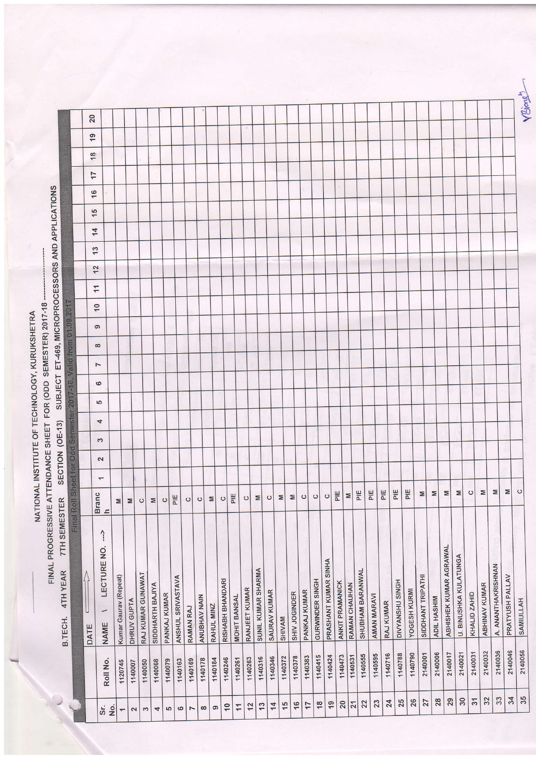# NATIONAL INSTITUTE OF TECHNOLOGY, KURUKSHETRA

## FINAL PROGRESSIVE ATTENDANCE SHEET FOR (ODD SEMESTER) 2017-18 ------------------

B.TECH. 4TH YEAR 7TH SEMESTER SECTION (OE-13) SUBJECT ET-469, MICROPROCESSORS AND APPLICATIONS

Final Roll Sheet for Odd Semester 2017-18, Valid from 01.09.2017

| Sr. No. | Roll No. | DATE / NAME \ LECTURE NO. ---> | Branch | 1 | 2 | 3 | 4 | 5 | 6 | 7 | 8 | 9 | 10 | 11 | 12 | 13 | 14 | 15 | 16 | 17 | 18 | 19 | 20 |
|---|---|---|---|---|---|---|---|---|---|---|---|---|---|---|---|---|---|---|---|---|---|---|---|
| 1 | 1120745 | Kumar Gaurav (Repeat) | M | | | | | | | | | | | | | | | | | | | | |
| 2 | 1140007 | DHRUV GUPTA | M | | | | | | | | | | | | | | | | | | | | |
| 3 | 1140050 | RAJ KUMAR GUNAWAT | C | | | | | | | | | | | | | | | | | | | | |
| 4 | 1140068 | SIDDHARTH BAJIYA | M | | | | | | | | | | | | | | | | | | | | |
| 5 | 1140079 | PANKAJ KUMAR | C | | | | | | | | | | | | | | | | | | | | |
| 6 | 1140163 | ANSHUL SRIVASTAVA | PIE | | | | | | | | | | | | | | | | | | | | |
| 7 | 1140169 | RAMAN RAJ | C | | | | | | | | | | | | | | | | | | | | |
| 8 | 1140178 | ANUBHAV NAIN | C | | | | | | | | | | | | | | | | | | | | |
| 9 | 1140184 | RAHUL MINZ | M | | | | | | | | | | | | | | | | | | | | |
| 10 | 1140246 | RISHABH BHANDARI | C | | | | | | | | | | | | | | | | | | | | |
| 11 | 1140261 | MOHIT BANSAL | PIE | | | | | | | | | | | | | | | | | | | | |
| 12 | 1140263 | RANJEET KUMAR | C | | | | | | | | | | | | | | | | | | | | |
| 13 | 1140316 | SUNIL KUMAR SHARMA | M | | | | | | | | | | | | | | | | | | | | |
| 14 | 1140346 | SAURAV KUMAR | C | | | | | | | | | | | | | | | | | | | | |
| 15 | 1140372 | SHIVAM | M | | | | | | | | | | | | | | | | | | | | |
| 16 | 1140378 | SHIV JOGINDER | M | | | | | | | | | | | | | | | | | | | | |
| 17 | 1140383 | PANKAJ KUMAR | C | | | | | | | | | | | | | | | | | | | | |
| 18 | 1140415 | GURWINDER SINGH | C | | | | | | | | | | | | | | | | | | | | |
| 19 | 1140424 | PRASHANT KUMAR SINHA | C | | | | | | | | | | | | | | | | | | | | |
| 20 | 1140473 | ANKIT PRAMANICK | PIE | | | | | | | | | | | | | | | | | | | | |
| 21 | 1140531 | RAMAN CHAUHAN | M | | | | | | | | | | | | | | | | | | | | |
| 22 | 1140555 | SHUBHAM BARANWAL | PIE | | | | | | | | | | | | | | | | | | | | |
| 23 | 1140595 | AMAN MARAVI | PIE | | | | | | | | | | | | | | | | | | | | |
| 24 | 1140716 | RAJ KUMAR | PIE | | | | | | | | | | | | | | | | | | | | |
| 25 | 1140788 | DIVYANSHU SINGH | PIE | | | | | | | | | | | | | | | | | | | | |
| 26 | 1140790 | YOGESH KURMI | PIE | | | | | | | | | | | | | | | | | | | | |
| 27 | 2140001 | SIDDHANT TRIPATHI | M | | | | | | | | | | | | | | | | | | | | |
| 28 | 2140006 | ADIL HASHIM | M | | | | | | | | | | | | | | | | | | | | |
| 29 | 2140017 | ABHISHEK KUMAR AGRAWAL | M | | | | | | | | | | | | | | | | | | | | |
| 30 | 2140021 | U. BINUSHKA KULATUNGA | M | | | | | | | | | | | | | | | | | | | | |
| 31 | 2140031 | KHALID ZAHID | C | | | | | | | | | | | | | | | | | | | | |
| 32 | 2140032 | ABHINAV KUMAR | M | | | | | | | | | | | | | | | | | | | | |
| 33 | 2140036 | A. ANANTHAKRISHNAN | M | | | | | | | | | | | | | | | | | | | | |
| 34 | 2140046 | PRATYUSH PALLAV | M | | | | | | | | | | | | | | | | | | | | |
| 35 | 2140056 | SAMIULLAH | C | | | | | | | | | | | | | | | | | | | | |